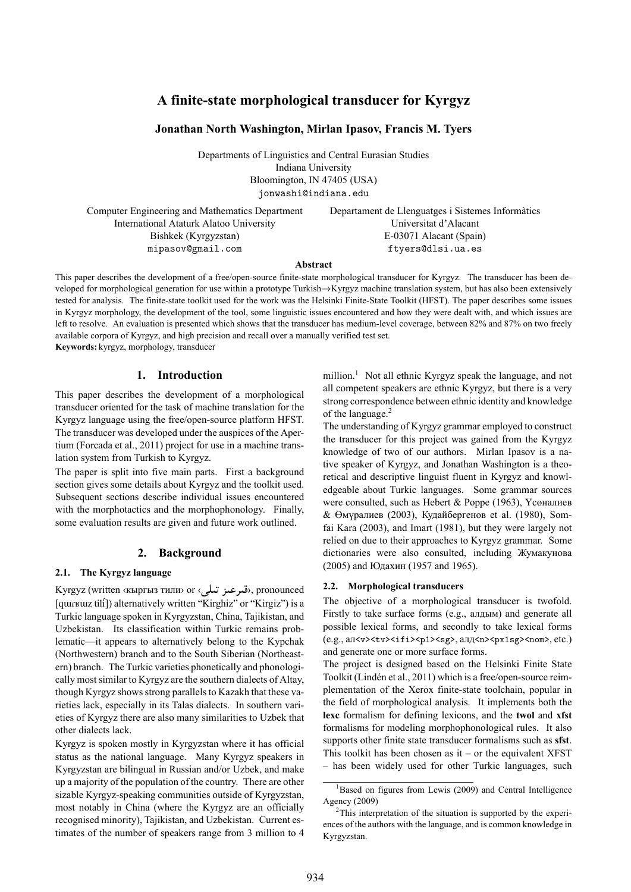# A finite-state morphological transducer for Kyrgyz

**Jonathan North Washington, Mirlan Ipasov, Francis M. Tyers**

Departments of Linguistics and Central Eurasian Studies
Indiana University
Bloomington, IN 47405 (USA)
jonwashi@indiana.edu

Computer Engineering and Mathematics Department
International Ataturk Alatoo University
Bishkek (Kyrgyzstan)
mipasov@gmail.com

Departament de Llenguatges i Sistemes Informàtics
Universitat d'Alacant
E-03071 Alacant (Spain)
ftyers@dlsi.ua.es

**Abstract**

This paper describes the development of a free/open-source finite-state morphological transducer for Kyrgyz. The transducer has been developed for morphological generation for use within a prototype Turkish→Kyrgyz machine translation system, but has also been extensively tested for analysis. The finite-state toolkit used for the work was the Helsinki Finite-State Toolkit (HFST). The paper describes some issues in Kyrgyz morphology, the development of the tool, some linguistic issues encountered and how they were dealt with, and which issues are left to resolve. An evaluation is presented which shows that the transducer has medium-level coverage, between 82% and 87% on two freely available corpora of Kyrgyz, and high precision and recall over a manually verified test set.

**Keywords:** kyrgyz, morphology, transducer

## 1. Introduction

This paper describes the development of a morphological transducer oriented for the task of machine translation for the Kyrgyz language using the free/open-source platform HFST. The transducer was developed under the auspices of the Apertium (Forcada et al., 2011) project for use in a machine translation system from Turkish to Kyrgyz.

The paper is split into five main parts. First a background section gives some details about Kyrgyz and the toolkit used. Subsequent sections describe individual issues encountered with the morphotactics and the morphophonology. Finally, some evaluation results are given and future work outlined.

## 2. Background

### 2.1. The Kyrgyz language

Kyrgyz (written ‹кыргыз тили› or ‹قىرعىز تىلى›, pronounced [qɯrʁɯz tilí]) alternatively written "Kirghiz" or "Kirgiz") is a Turkic language spoken in Kyrgyzstan, China, Tajikistan, and Uzbekistan. Its classification within Turkic remains problematic—it appears to alternatively belong to the Kypchak (Northwestern) branch and to the South Siberian (Northeastern) branch. The Turkic varieties phonetically and phonologically most similar to Kyrgyz are the southern dialects of Altay, though Kyrgyz shows strong parallels to Kazakh that these varieties lack, especially in its Talas dialects. In southern varieties of Kyrgyz there are also many similarities to Uzbek that other dialects lack.

Kyrgyz is spoken mostly in Kyrgyzstan where it has official status as the national language. Many Kyrgyz speakers in Kyrgyzstan are bilingual in Russian and/or Uzbek, and make up a majority of the population of the country. There are other sizable Kyrgyz-speaking communities outside of Kyrgyzstan, most notably in China (where the Kyrgyz are an officially recognised minority), Tajikistan, and Uzbekistan. Current estimates of the number of speakers range from 3 million to 4 million.[1] Not all ethnic Kyrgyz speak the language, and not all competent speakers are ethnic Kyrgyz, but there is a very strong correspondence between ethnic identity and knowledge of the language.[2]

The understanding of Kyrgyz grammar employed to construct the transducer for this project was gained from the Kyrgyz knowledge of two of our authors. Mirlan Ipasov is a native speaker of Kyrgyz, and Jonathan Washington is a theoretical and descriptive linguist fluent in Kyrgyz and knowledgeable about Turkic languages. Some grammar sources were consulted, such as Hebert & Poppe (1963), Үсөналиев & Өмүралиев (2003), Кудайбергенов et al. (1980), Somfai Kara (2003), and Imart (1981), but they were largely not relied on due to their approaches to Kyrgyz grammar. Some dictionaries were also consulted, including Жумакунова (2005) and Юдахин (1957 and 1965).

### 2.2. Morphological transducers

The objective of a morphological transducer is twofold. Firstly to take surface forms (e.g., алдым) and generate all possible lexical forms, and secondly to take lexical forms (e.g., ал<v><tv><ifi><p1><sg>, алд<n><px1sg><nom>, etc.) and generate one or more surface forms.

The project is designed based on the Helsinki Finite State Toolkit (Lindén et al., 2011) which is a free/open-source reimplementation of the Xerox finite-state toolchain, popular in the field of morphological analysis. It implements both the **lexc** formalism for defining lexicons, and the **twol** and **xfst** formalisms for modeling morphophonological rules. It also supports other finite state transducer formalisms such as **sfst**. This toolkit has been chosen as it – or the equivalent XFST – has been widely used for other Turkic languages, such

[1] Based on figures from Lewis (2009) and Central Intelligence Agency (2009)

[2] This interpretation of the situation is supported by the experiences of the authors with the language, and is common knowledge in Kyrgyzstan.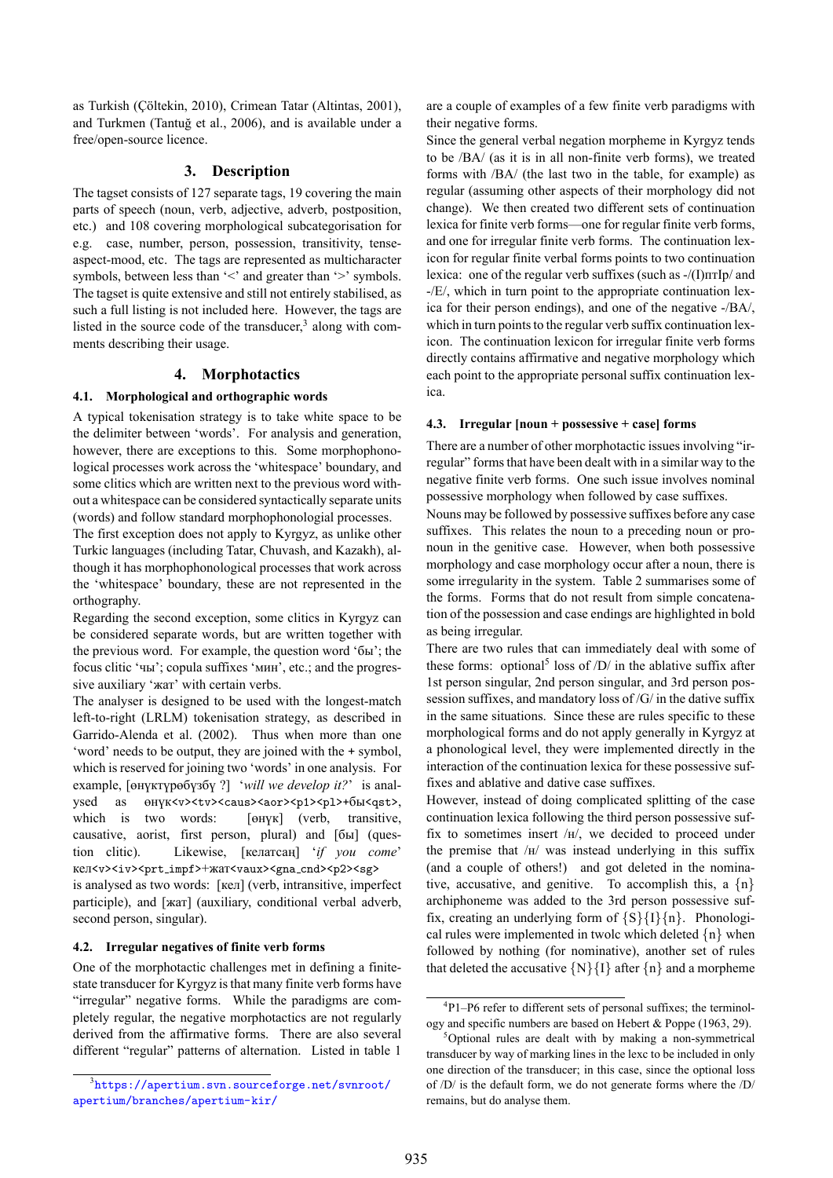as Turkish (Çöltekin, 2010), Crimean Tatar (Altintas, 2001), and Turkmen (Tantuğ et al., 2006), and is available under a free/open-source licence.

## 3. Description

The tagset consists of 127 separate tags, 19 covering the main parts of speech (noun, verb, adjective, adverb, postposition, etc.) and 108 covering morphological subcategorisation for e.g. case, number, person, possession, transitivity, tense-aspect-mood, etc. The tags are represented as multicharacter symbols, between less than '<' and greater than '>' symbols. The tagset is quite extensive and still not entirely stabilised, as such a full listing is not included here. However, the tags are listed in the source code of the transducer,[3] along with comments describing their usage.

## 4. Morphotactics

### 4.1. Morphological and orthographic words

A typical tokenisation strategy is to take white space to be the delimiter between 'words'. For analysis and generation, however, there are exceptions to this. Some morphophonological processes work across the 'whitespace' boundary, and some clitics which are written next to the previous word without a whitespace can be considered syntactically separate units (words) and follow standard morphophonological processes.

The first exception does not apply to Kyrgyz, as unlike other Turkic languages (including Tatar, Chuvash, and Kazakh), although it has morphophonological processes that work across the 'whitespace' boundary, these are not represented in the orthography.

Regarding the second exception, some clitics in Kyrgyz can be considered separate words, but are written together with the previous word. For example, the question word 'бы'; the focus clitic 'чы'; copula suffixes 'мин', etc.; and the progressive auxiliary 'жат' with certain verbs.

The analyser is designed to be used with the longest-match left-to-right (LRLM) tokenisation strategy, as described in Garrido-Alenda et al. (2002). Thus when more than one 'word' needs to be output, they are joined with the + symbol, which is reserved for joining two 'words' in one analysis. For example, [өнүктүрөбүзбү ?] '*will we develop it?*' is analysed as `өнүк<v><tv><caus><aor><p1><pl>+бы<qst>`, which is two words: [өнүк] (verb, transitive, causative, aorist, first person, plural) and [бы] (question clitic). Likewise, [келатсаң] '*if you come*' `кел<v><iv><prt_impf>+жат<vaux><gna_cnd><p2><sg>` is analysed as two words: [кел] (verb, intransitive, imperfect participle), and [жат] (auxiliary, conditional verbal adverb, second person, singular).

### 4.2. Irregular negatives of finite verb forms

One of the morphotactic challenges met in defining a finite-state transducer for Kyrgyz is that many finite verb forms have "irregular" negative forms. While the paradigms are completely regular, the negative morphotactics are not regularly derived from the affirmative forms. There are also several different "regular" patterns of alternation. Listed in table 1 are a couple of examples of a few finite verb paradigms with their negative forms.

Since the general verbal negation morpheme in Kyrgyz tends to be /BA/ (as it is in all non-finite verb forms), we treated forms with /BA/ (the last two in the table, for example) as regular (assuming other aspects of their morphology did not change). We then created two different sets of continuation lexica for finite verb forms—one for regular finite verb forms, and one for irregular finite verb forms. The continuation lexicon for regular finite verbal forms points to two continuation lexica: one of the regular verb suffixes (such as -/(I)птIр/ and -/E/, which in turn point to the appropriate continuation lexica for their person endings), and one of the negative -/BA/, which in turn points to the regular verb suffix continuation lexicon. The continuation lexicon for irregular finite verb forms directly contains affirmative and negative morphology which each point to the appropriate personal suffix continuation lexica.

### 4.3. Irregular [noun + possessive + case] forms

There are a number of other morphotactic issues involving "irregular" forms that have been dealt with in a similar way to the negative finite verb forms. One such issue involves nominal possessive morphology when followed by case suffixes.

Nouns may be followed by possessive suffixes before any case suffixes. This relates the noun to a preceding noun or pronoun in the genitive case. However, when both possessive morphology and case morphology occur after a noun, there is some irregularity in the system. Table 2 summarises some of the forms. Forms that do not result from simple concatenation of the possession and case endings are highlighted in bold as being irregular.

There are two rules that can immediately deal with some of these forms: optional[5] loss of /D/ in the ablative suffix after 1st person singular, 2nd person singular, and 3rd person possession suffixes, and mandatory loss of /G/ in the dative suffix in the same situations. Since these are rules specific to these morphological forms and do not apply generally in Kyrgyz at a phonological level, they were implemented directly in the interaction of the continuation lexica for these possessive suffixes and ablative and dative case suffixes.

However, instead of doing complicated splitting of the case continuation lexica following the third person possessive suffix to sometimes insert /н/, we decided to proceed under the premise that /н/ was instead underlying in this suffix (and a couple of others!) and got deleted in the nominative, accusative, and genitive. To accomplish this, a {n} archiphoneme was added to the 3rd person possessive suffix, creating an underlying form of {S}{I}{n}. Phonological rules were implemented in twolc which deleted {n} when followed by nothing (for nominative), another set of rules that deleted the accusative {N}{I} after {n} and a morpheme

[3] https://apertium.svn.sourceforge.net/svnroot/apertium/branches/apertium-kir/

[4] P1–P6 refer to different sets of personal suffixes; the terminology and specific numbers are based on Hebert & Poppe (1963, 29).

[5] Optional rules are dealt with by making a non-symmetrical transducer by way of marking lines in the lexc to be included in only one direction of the transducer; in this case, since the optional loss of /D/ is the default form, we do not generate forms where the /D/ remains, but do analyse them.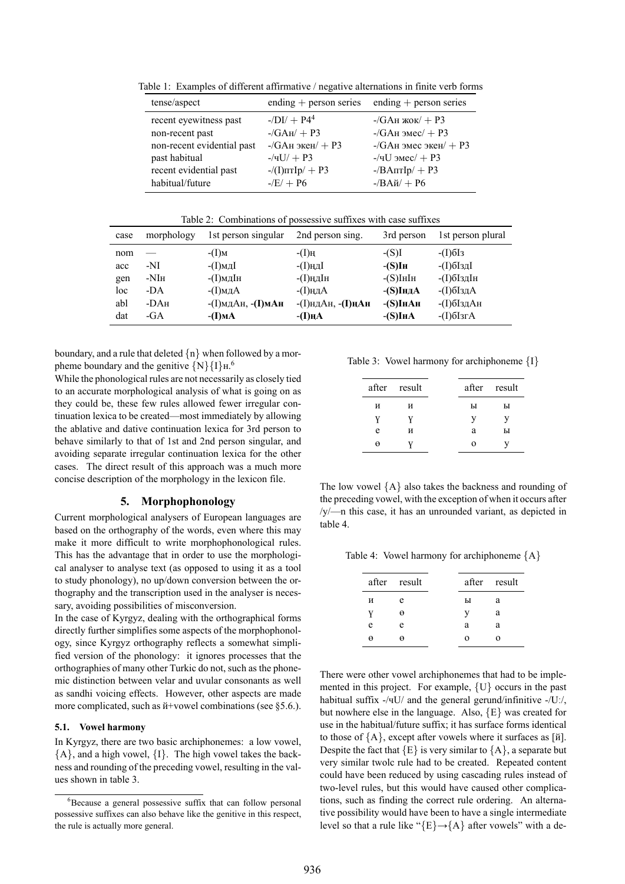Table 1: Examples of different affirmative / negative alternations in finite verb forms

| tense/aspect | ending + person series | ending + person series |
|---|---|---|
| recent eyewitness past | -/DI/ + P4[4] | -/GAн жок/ + P3 |
| non-recent past | -/GAн/ + P3 | -/GAн эмес/ + P3 |
| non-recent evidential past | -/GAн экен/ + P3 | -/GAн эмес экен/ + P3 |
| past habitual | -/чU/ + P3 | -/чU эмес/ + P3 |
| recent evidential past | -/(I)птIр/ + P3 | -/BAптIр/ + P3 |
| habitual/future | -/E/ + P6 | -/BAй/ + P6 |

Table 2: Combinations of possessive suffixes with case suffixes

| case | morphology | 1st person singular | 2nd person sing. | 3rd person | 1st person plural |
|---|---|---|---|---|---|
| nom | — | -(I)м | -(I)ң | -(S)I | -(I)бIз |
| acc | -NI | -(I)мдI | -(I)ңдI | **-(S)Iн** | -(I)бIздI |
| gen | -NIн | -(I)мдIн | -(I)ңдIн | -(S)IнIн | -(I)бIздIн |
| loc | -DA | -(I)мдА | -(I)ңдА | **-(S)IндА** | -(I)бIздА |
| abl | -DAн | -(I)мдАн, **-(I)мАн** | -(I)ңдАн, **-(I)ңАн** | **-(S)IнАн** | -(I)бIздАн |
| dat | -GA | **-(I)мА** | **-(I)ңА** | **-(S)IнА** | -(I)бIзгА |

boundary, and a rule that deleted {n} when followed by a morpheme boundary and the genitive {N}{I}н.[6]

While the phonological rules are not necessarily as closely tied to an accurate morphological analysis of what is going on as they could be, these few rules allowed fewer irregular continuation lexica to be created—most immediately by allowing the ablative and dative continuation lexica for 3rd person to behave similarly to that of 1st and 2nd person singular, and avoiding separate irregular continuation lexica for the other cases. The direct result of this approach was a much more concise description of the morphology in the lexicon file.

## 5. Morphophonology

Current morphological analysers of European languages are based on the orthography of the words, even where this may make it more difficult to write morphophonological rules. This has the advantage that in order to use the morphological analyser to analyse text (as opposed to using it as a tool to study phonology), no up/down conversion between the orthography and the transcription used in the analyser is necessary, avoiding possibilities of misconversion.

In the case of Kyrgyz, dealing with the orthographical forms directly further simplifies some aspects of the morphophonology, since Kyrgyz orthography reflects a somewhat simplified version of the phonology: it ignores processes that the orthographies of many other Turkic do not, such as the phonemic distinction between velar and uvular consonants as well as sandhi voicing effects. However, other aspects are made more complicated, such as й+vowel combinations (see §5.6.).

### 5.1. Vowel harmony

In Kyrgyz, there are two basic archiphonemes: a low vowel, {A}, and a high vowel, {I}. The high vowel takes the backness and rounding of the preceding vowel, resulting in the values shown in table 3.

Table 3: Vowel harmony for archiphoneme {I}

| after | result | after | result |
|---|---|---|---|
| и | и | ы | ы |
| ү | ү | у | у |
| е | и | а | ы |
| ө | ү | о | у |

The low vowel {A} also takes the backness and rounding of the preceding vowel, with the exception of when it occurs after /y/—n this case, it has an unrounded variant, as depicted in table 4.

Table 4: Vowel harmony for archiphoneme {A}

| after | result | after | result |
|---|---|---|---|
| и | е | ы | а |
| ү | ө | у | а |
| е | е | а | а |
| ө | ө | о | о |

There were other vowel archiphonemes that had to be implemented in this project. For example, {U} occurs in the past habitual suffix -/чU/ and the general gerund/infinitive -/U:/, but nowhere else in the language. Also, {E} was created for use in the habitual/future suffix; it has surface forms identical to those of {A}, except after vowels where it surfaces as [й]. Despite the fact that {E} is very similar to {A}, a separate but very similar twolc rule had to be created. Repeated content could have been reduced by using cascading rules instead of two-level rules, but this would have caused other complications, such as finding the correct rule ordering. An alternative possibility would have been to have a single intermediate level so that a rule like "{E}→{A} after vowels" with a de-

[6] Because a general possessive suffix that can follow personal possessive suffixes can also behave like the genitive in this respect, the rule is actually more general.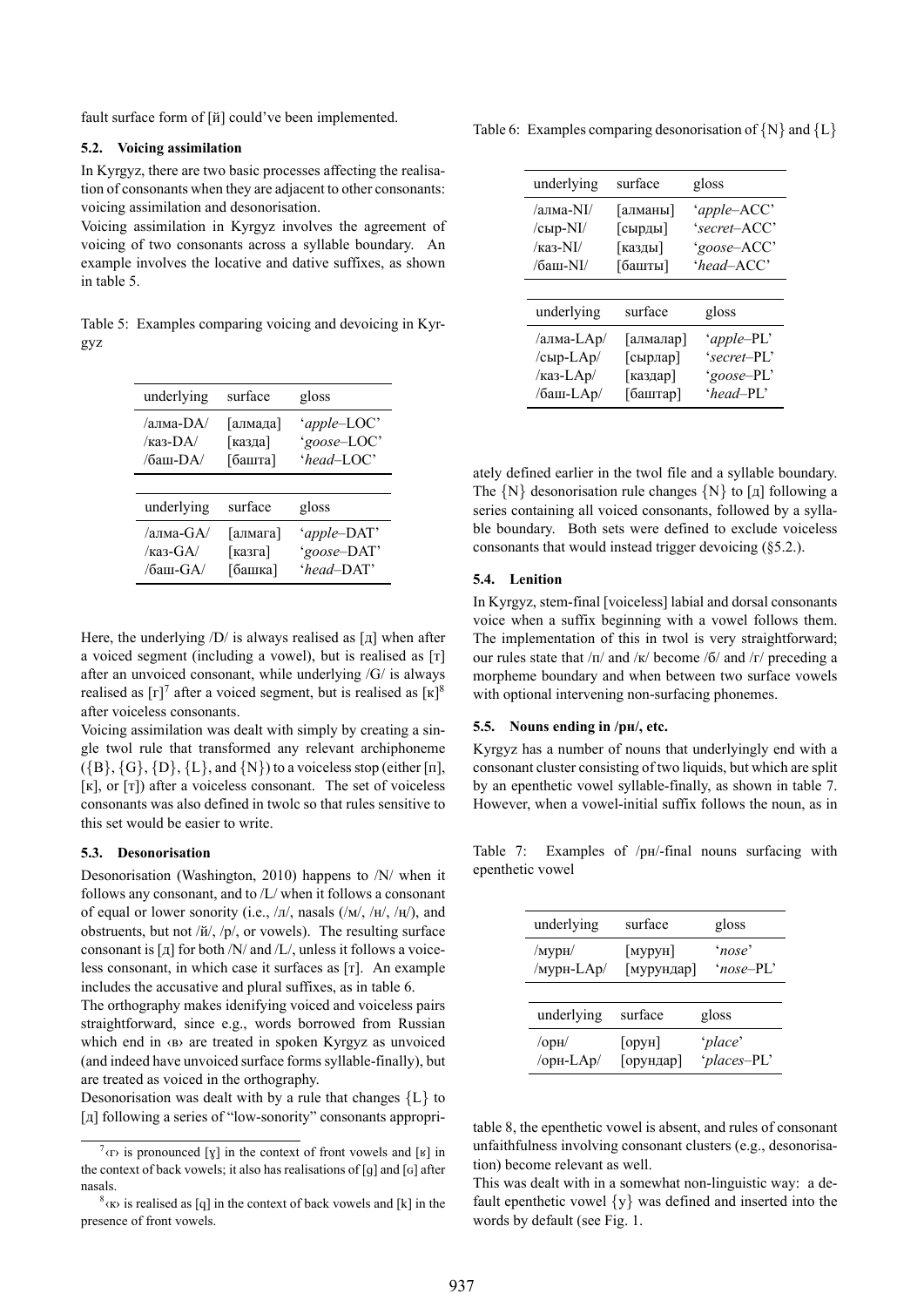fault surface form of [й] could've been implemented.

### 5.2. Voicing assimilation

In Kyrgyz, there are two basic processes affecting the realisation of consonants when they are adjacent to other consonants: voicing assimilation and desonorisation.

Voicing assimilation in Kyrgyz involves the agreement of voicing of two consonants across a syllable boundary. An example involves the locative and dative suffixes, as shown in table 5.

Table 5: Examples comparing voicing and devoicing in Kyrgyz

| underlying | surface | gloss |
|---|---|---|
| /алма-DA/ | [алмада] | '*apple*–LOC' |
| /каз-DA/ | [казда] | '*goose*–LOC' |
| /баш-DA/ | [башта] | '*head*–LOC' |

| underlying | surface | gloss |
|---|---|---|
| /алма-GA/ | [алмага] | '*apple*–DAT' |
| /каз-GA/ | [казга] | '*goose*–DAT' |
| /баш-GA/ | [башка] | '*head*–DAT' |

Here, the underlying /D/ is always realised as [д] when after a voiced segment (including a vowel), but is realised as [т] after an unvoiced consonant, while underlying /G/ is always realised as [г][7] after a voiced segment, but is realised as [к][8] after voiceless consonants.

Voicing assimilation was dealt with simply by creating a single twol rule that transformed any relevant archiphoneme ({B}, {G}, {D}, {L}, and {N}) to a voiceless stop (either [п], [к], or [т]) after a voiceless consonant. The set of voiceless consonants was also defined in twolc so that rules sensitive to this set would be easier to write.

### 5.3. Desonorisation

Desonorisation (Washington, 2010) happens to /N/ when it follows any consonant, and to /L/ when it follows a consonant of equal or lower sonority (i.e., /л/, nasals (/м/, /н/, /ң/), and obstruents, but not /й/, /р/, or vowels). The resulting surface consonant is [д] for both /N/ and /L/, unless it follows a voiceless consonant, in which case it surfaces as [т]. An example includes the accusative and plural suffixes, as in table 6.

The orthography makes idenifying voiced and voiceless pairs straightforward, since e.g., words borrowed from Russian which end in ‹в› are treated in spoken Kyrgyz as unvoiced (and indeed have unvoiced surface forms syllable-finally), but are treated as voiced in the orthography.

Desonorisation was dealt with by a rule that changes {L} to [д] following a series of "low-sonority" consonants appropriately defined earlier in the twol file and a syllable boundary. The {N} desonorisation rule changes {N} to [д] following a series containing all voiced consonants, followed by a syllable boundary. Both sets were defined to exclude voiceless consonants that would instead trigger devoicing (§5.2.).

Table 6: Examples comparing desonorisation of {N} and {L}

| underlying | surface | gloss |
|---|---|---|
| /алма-NI/ | [алманы] | '*apple*–ACC' |
| /сыр-NI/ | [сырды] | '*secret*–ACC' |
| /каз-NI/ | [казды] | '*goose*–ACC' |
| /баш-NI/ | [башты] | '*head*–ACC' |

| underlying | surface | gloss |
|---|---|---|
| /алма-LAр/ | [алмалар] | '*apple*–PL' |
| /сыр-LAр/ | [сырлар] | '*secret*–PL' |
| /каз-LAр/ | [каздар] | '*goose*–PL' |
| /баш-LAр/ | [баштар] | '*head*–PL' |

### 5.4. Lenition

In Kyrgyz, stem-final [voiceless] labial and dorsal consonants voice when a suffix beginning with a vowel follows them. The implementation of this in twol is very straightforward; our rules state that /п/ and /к/ become /б/ and /г/ preceding a morpheme boundary and when between two surface vowels with optional intervening non-surfacing phonemes.

### 5.5. Nouns ending in /рн/, etc.

Kyrgyz has a number of nouns that underlyingly end with a consonant cluster consisting of two liquids, but which are split by an epenthetic vowel syllable-finally, as shown in table 7. However, when a vowel-initial suffix follows the noun, as in table 8, the epenthetic vowel is absent, and rules of consonant unfaithfulness involving consonant clusters (e.g., desonorisation) become relevant as well.

Table 7: Examples of /рн/-final nouns surfacing with epenthetic vowel

| underlying | surface | gloss |
|---|---|---|
| /мурн/ | [мурун] | '*nose*' |
| /мурн-LAр/ | [мурундар] | '*nose*–PL' |

| underlying | surface | gloss |
|---|---|---|
| /орн/ | [орун] | '*place*' |
| /орн-LAр/ | [орундар] | '*places*–PL' |

This was dealt with in a somewhat non-linguistic way: a default epenthetic vowel {у} was defined and inserted into the words by default (see Fig. 1.

[7] ‹г› is pronounced [ɣ] in the context of front vowels and [ʁ] in the context of back vowels; it also has realisations of [g] and [ɢ] after nasals.

[8] ‹к› is realised as [q] in the context of back vowels and [k] in the presence of front vowels.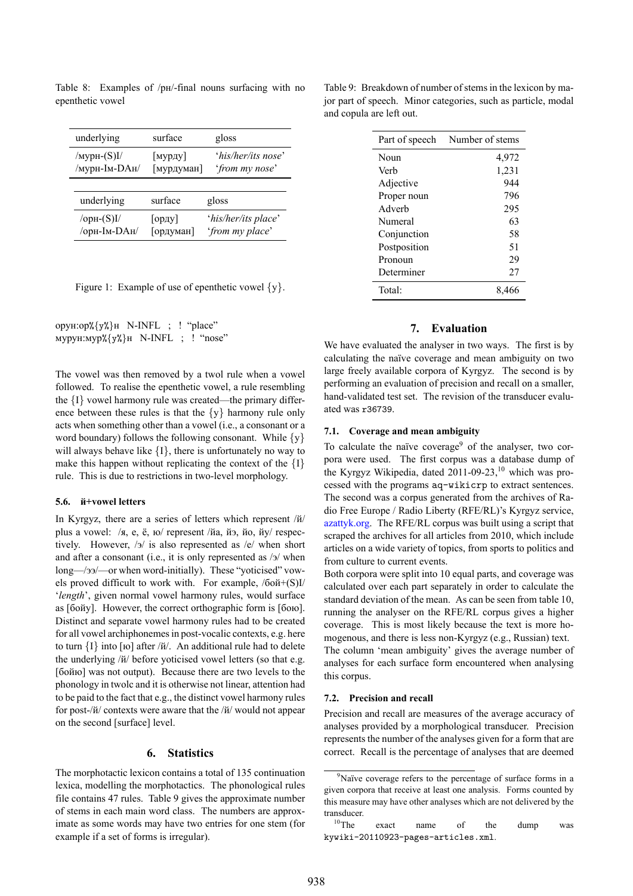Table 8: Examples of /рн/-final nouns surfacing with no epenthetic vowel

| underlying | surface | gloss |
|---|---|---|
| /мурн-(S)I/ | [мурду] | '*his/her/its nose*' |
| /мурн-Iм-DAн/ | [мурдуман] | '*from my nose*' |

| underlying | surface | gloss |
|---|---|---|
| /орн-(S)I/ | [орду] | '*his/her/its place*' |
| /орн-Iм-DAн/ | [ордуман] | '*from my place*' |

Figure 1: Example of use of epenthetic vowel {у}.

```
орун:ор%{у%}н   N-INFL   ;   !  "place"
мурун:мур%{у%}н   N-INFL   ;   !  "nose"
```

The vowel was then removed by a twol rule when a vowel followed. To realise the epenthetic vowel, a rule resembling the {I} vowel harmony rule was created—the primary difference between these rules is that the {у} harmony rule only acts when something other than a vowel (i.e., a consonant or a word boundary) follows the following consonant. While {у} will always behave like {I}, there is unfortunately no way to make this happen without replicating the context of the {I} rule. This is due to restrictions in two-level morphology.

### 5.6. й+vowel letters

In Kyrgyz, there are a series of letters which represent /й/ plus a vowel: /я, е, ё, ю/ represent /йа, йэ, йо, йу/ respectively. However, /э/ is also represented as /е/ when short and after a consonant (i.e., it is only represented as /э/ when long—/ээ/—or when word-initially). These "yoticised" vowels proved difficult to work with. For example, /бой+(S)I/ '*length*', given normal vowel harmony rules, would surface as [бойу]. However, the correct orthographic form is [бою]. Distinct and separate vowel harmony rules had to be created for all vowel archiphonemes in post-vocalic contexts, e.g. here to turn {I} into [ю] after /й/. An additional rule had to delete the underlying /й/ before yoticised vowel letters (so that e.g. [бойю] was not output). Because there are two levels to the phonology in twolc and it is otherwise not linear, attention had to be paid to the fact that e.g., the distinct vowel harmony rules for post-/й/ contexts were aware that the /й/ would not appear on the second [surface] level.

## 6. Statistics

The morphotactic lexicon contains a total of 135 continuation lexica, modelling the morphotactics. The phonological rules file contains 47 rules. Table 9 gives the approximate number of stems in each main word class. The numbers are approximate as some words may have two entries for one stem (for example if a set of forms is irregular).

Table 9: Breakdown of number of stems in the lexicon by major part of speech. Minor categories, such as particle, modal and copula are left out.

| Part of speech | Number of stems |
|---|---|
| Noun | 4,972 |
| Verb | 1,231 |
| Adjective | 944 |
| Proper noun | 796 |
| Adverb | 295 |
| Numeral | 63 |
| Conjunction | 58 |
| Postposition | 51 |
| Pronoun | 29 |
| Determiner | 27 |
| Total: | 8,466 |

## 7. Evaluation

We have evaluated the analyser in two ways. The first is by calculating the naïve coverage and mean ambiguity on two large freely available corpora of Kyrgyz. The second is by performing an evaluation of precision and recall on a smaller, hand-validated test set. The revision of the transducer evaluated was `r36739`.

### 7.1. Coverage and mean ambiguity

To calculate the naïve coverage[9] of the analyser, two corpora were used. The first corpus was a database dump of the Kyrgyz Wikipedia, dated 2011-09-23,[10] which was processed with the programs `aq-wikicrp` to extract sentences. The second was a corpus generated from the archives of Radio Free Europe / Radio Liberty (RFE/RL)'s Kyrgyz service, azattyk.org. The RFE/RL corpus was built using a script that scraped the archives for all articles from 2010, which include articles on a wide variety of topics, from sports to politics and from culture to current events.

Both corpora were split into 10 equal parts, and coverage was calculated over each part separately in order to calculate the standard deviation of the mean. As can be seen from table 10, running the analyser on the RFE/RL corpus gives a higher coverage. This is most likely because the text is more homogenous, and there is less non-Kyrgyz (e.g., Russian) text. The column 'mean ambiguity' gives the average number of analyses for each surface form encountered when analysing this corpus.

### 7.2. Precision and recall

Precision and recall are measures of the average accuracy of analyses provided by a morphological transducer. Precision represents the number of the analyses given for a form that are correct. Recall is the percentage of analyses that are deemed

[9]Naïve coverage refers to the percentage of surface forms in a given corpora that receive at least one analysis. Forms counted by this measure may have other analyses which are not delivered by the transducer.

[10]The exact name of the dump was `kywiki-20110923-pages-articles.xml`.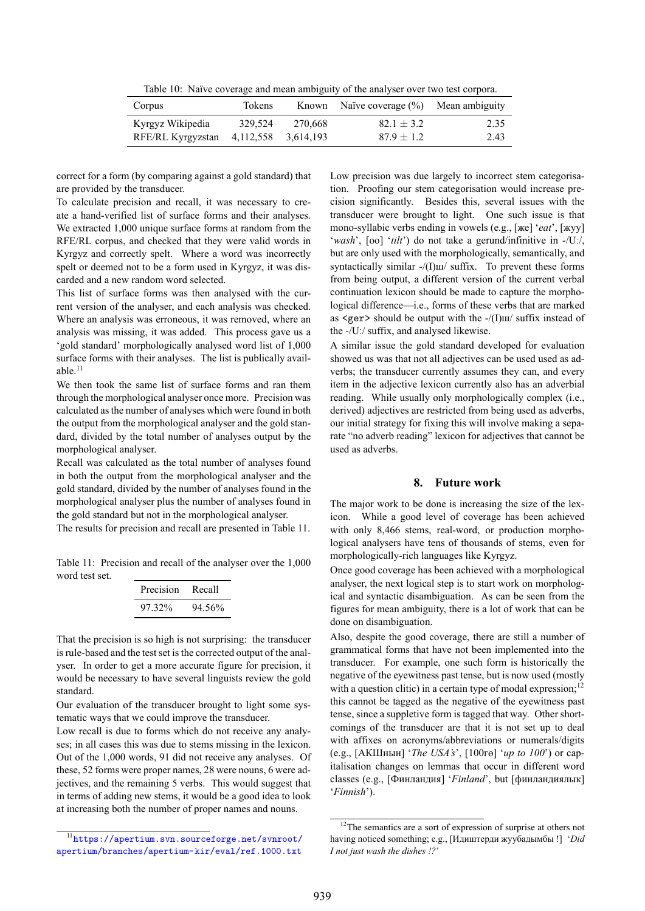Table 10: Naïve coverage and mean ambiguity of the analyser over two test corpora.

| Corpus | Tokens | Known | Naïve coverage (%) | Mean ambiguity |
|---|---|---|---|---|
| Kyrgyz Wikipedia | 329,524 | 270,668 | 82.1 ± 3.2 | 2.35 |
| RFE/RL Kyrgyzstan | 4,112,558 | 3,614,193 | 87.9 ± 1.2 | 2.43 |

correct for a form (by comparing against a gold standard) that are provided by the transducer.

To calculate precision and recall, it was necessary to create a hand-verified list of surface forms and their analyses. We extracted 1,000 unique surface forms at random from the RFE/RL corpus, and checked that they were valid words in Kyrgyz and correctly spelt. Where a word was incorrectly spelt or deemed not to be a form used in Kyrgyz, it was discarded and a new random word selected.

This list of surface forms was then analysed with the current version of the analyser, and each analysis was checked. Where an analysis was erroneous, it was removed, where an analysis was missing, it was added. This process gave us a 'gold standard' morphologically analysed word list of 1,000 surface forms with their analyses. The list is publically available.[11]

We then took the same list of surface forms and ran them through the morphological analyser once more. Precision was calculated as the number of analyses which were found in both the output from the morphological analyser and the gold standard, divided by the total number of analyses output by the morphological analyser.

Recall was calculated as the total number of analyses found in both the output from the morphological analyser and the gold standard, divided by the number of analyses found in the morphological analyser plus the number of analyses found in the gold standard but not in the morphological analyser.

The results for precision and recall are presented in Table 11.

Table 11: Precision and recall of the analyser over the 1,000 word test set.

| Precision | Recall |
|---|---|
| 97.32% | 94.56% |

That the precision is so high is not surprising: the transducer is rule-based and the test set is the corrected output of the analyser. In order to get a more accurate figure for precision, it would be necessary to have several linguists review the gold standard.

Our evaluation of the transducer brought to light some systematic ways that we could improve the transducer.

Low recall is due to forms which do not receive any analyses; in all cases this was due to stems missing in the lexicon. Out of the 1,000 words, 91 did not receive any analyses. Of these, 52 forms were proper nouns, 28 were nouns, 6 were adjectives, and the remaining 5 verbs. This would suggest that in terms of adding new stems, it would be a good idea to look at increasing both the number of proper names and nouns.

Low precision was due largely to incorrect stem categorisation. Proofing our stem categorisation would increase precision significantly. Besides this, several issues with the transducer were brought to light. One such issue is that mono-syllabic verbs ending in vowels (e.g., [же] '*eat*', [жуу] '*wash*', [оо] '*tilt*') do not take a gerund/infinitive in -/U:/, but are only used with the morphologically, semantically, and syntactically similar -/(I)ш/ suffix. To prevent these forms from being output, a different version of the current verbal continuation lexicon should be made to capture the morphological difference—i.e., forms of these verbs that are marked as `<ger>` should be output with the -/(I)ш/ suffix instead of the -/U:/ suffix, and analysed likewise.

A similar issue the gold standard developed for evaluation showed us was that not all adjectives can be used used as adverbs; the transducer currently assumes they can, and every item in the adjective lexicon currently also has an adverbial reading. While usually only morphologically complex (i.e., derived) adjectives are restricted from being used as adverbs, our initial strategy for fixing this will involve making a separate "no adverb reading" lexicon for adjectives that cannot be used as adverbs.

## 8. Future work

The major work to be done is increasing the size of the lexicon. While a good level of coverage has been achieved with only 8,466 stems, real-word, or production morphological analysers have tens of thousands of stems, even for morphologically-rich languages like Kyrgyz.

Once good coverage has been achieved with a morphological analyser, the next logical step is to start work on morphological and syntactic disambiguation. As can be seen from the figures for mean ambiguity, there is a lot of work that can be done on disambiguation.

Also, despite the good coverage, there are still a number of grammatical forms that have not been implemented into the transducer. For example, one such form is historically the negative of the eyewitness past tense, but is now used (mostly with a question clitic) in a certain type of modal expression;[12] this cannot be tagged as the negative of the eyewitness past tense, since a suppletive form is tagged that way. Other shortcomings of the transducer are that it is not set up to deal with affixes on acronyms/abbreviations or numerals/digits (e.g., [АКШнын] '*The USA's*', [100гө] '*up to 100*') or capitalisation changes on lemmas that occur in different word classes (e.g., [Финландия] '*Finland*', but [финландиялык] '*Finnish*').

[11] https://apertium.svn.sourceforge.net/svnroot/apertium/branches/apertium-kir/eval/ref.1000.txt

[12] The semantics are a sort of expression of surprise at others not having noticed something; e.g., [Идиштерди жуубадымбы !] '*Did I not just wash the dishes !?*'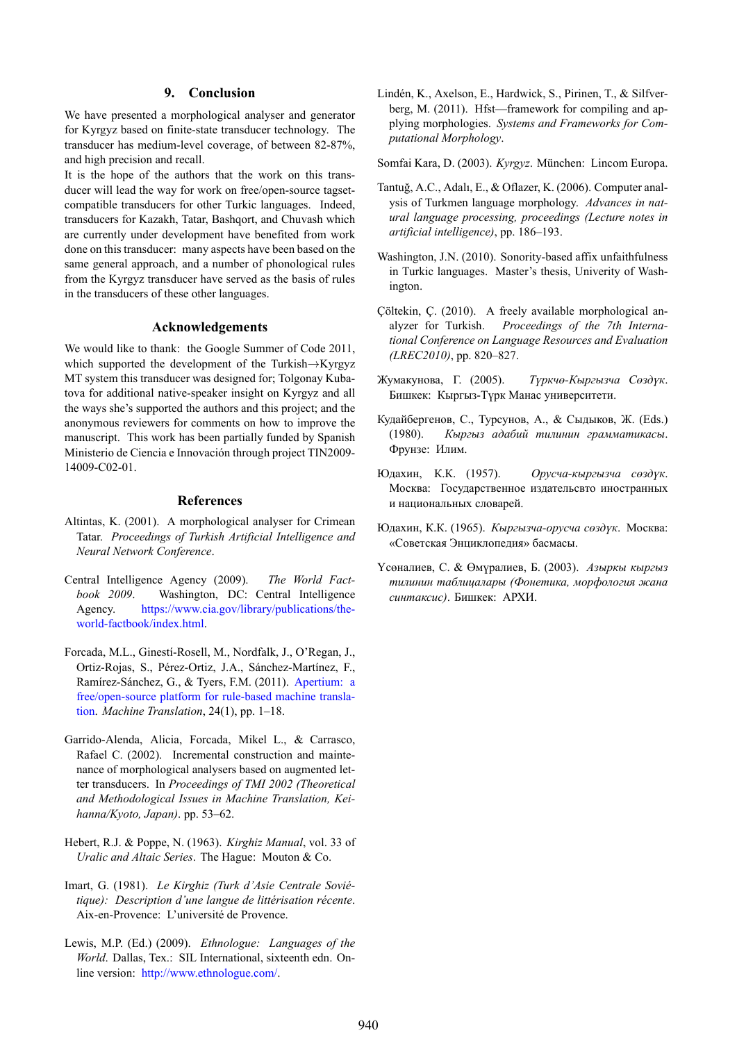## 9. Conclusion

We have presented a morphological analyser and generator for Kyrgyz based on finite-state transducer technology. The transducer has medium-level coverage, of between 82-87%, and high precision and recall.

It is the hope of the authors that the work on this transducer will lead the way for work on free/open-source tagset-compatible transducers for other Turkic languages. Indeed, transducers for Kazakh, Tatar, Bashqort, and Chuvash which are currently under development have benefited from work done on this transducer: many aspects have been based on the same general approach, and a number of phonological rules from the Kyrgyz transducer have served as the basis of rules in the transducers of these other languages.

## Acknowledgements

We would like to thank: the Google Summer of Code 2011, which supported the development of the Turkish→Kyrgyz MT system this transducer was designed for; Tolgonay Kubatova for additional native-speaker insight on Kyrgyz and all the ways she's supported the authors and this project; and the anonymous reviewers for comments on how to improve the manuscript. This work has been partially funded by Spanish Ministerio de Ciencia e Innovación through project TIN2009-14009-C02-01.

## References

Altintas, K. (2001). A morphological analyser for Crimean Tatar. *Proceedings of Turkish Artificial Intelligence and Neural Network Conference*.

Central Intelligence Agency (2009). *The World Factbook 2009*. Washington, DC: Central Intelligence Agency. https://www.cia.gov/library/publications/the-world-factbook/index.html.

Forcada, M.L., Ginestí-Rosell, M., Nordfalk, J., O'Regan, J., Ortiz-Rojas, S., Pérez-Ortiz, J.A., Sánchez-Martínez, F., Ramírez-Sánchez, G., & Tyers, F.M. (2011). Apertium: a free/open-source platform for rule-based machine translation. *Machine Translation*, 24(1), pp. 1–18.

Garrido-Alenda, Alicia, Forcada, Mikel L., & Carrasco, Rafael C. (2002). Incremental construction and maintenance of morphological analysers based on augmented letter transducers. In *Proceedings of TMI 2002 (Theoretical and Methodological Issues in Machine Translation, Keihanna/Kyoto, Japan)*. pp. 53–62.

Hebert, R.J. & Poppe, N. (1963). *Kirghiz Manual*, vol. 33 of *Uralic and Altaic Series*. The Hague: Mouton & Co.

Imart, G. (1981). *Le Kirghiz (Turk d'Asie Centrale Soviétique): Description d'une langue de littérisation récente*. Aix-en-Provence: L'université de Provence.

Lewis, M.P. (Ed.) (2009). *Ethnologue: Languages of the World*. Dallas, Tex.: SIL International, sixteenth edn. Online version: http://www.ethnologue.com/.

Lindén, K., Axelson, E., Hardwick, S., Pirinen, T., & Silfverberg, M. (2011). Hfst—framework for compiling and applying morphologies. *Systems and Frameworks for Computational Morphology*.

Somfai Kara, D. (2003). *Kyrgyz*. München: Lincom Europa.

Tantuğ, A.C., Adalı, E., & Oflazer, K. (2006). Computer analysis of Turkmen language morphology. *Advances in natural language processing, proceedings (Lecture notes in artificial intelligence)*, pp. 186–193.

Washington, J.N. (2010). Sonority-based affix unfaithfulness in Turkic languages. Master's thesis, Univerity of Washington.

Çöltekin, Ç. (2010). A freely available morphological analyzer for Turkish. *Proceedings of the 7th International Conference on Language Resources and Evaluation (LREC2010)*, pp. 820–827.

Жумакунова, Г. (2005). *Түркчө-Кыргызча Сөздүк*. Бишкек: Кыргыз-Түрк Манас университети.

Кудайбергенов, С., Турсунов, А., & Сыдыков, Ж. (Eds.) (1980). *Кыргыз адабий тилинин грамматикасы*. Фрунзе: Илим.

Юдахин, К.К. (1957). *Орусча-кыргызча сөздүк*. Москва: Государственное издательсвто иностранных и национальных словарей.

Юдахин, К.К. (1965). *Кыргызча-орусча сөздүк*. Москва: «Советская Энциклопедия» басмасы.

Үсөналиев, С. & Өмүралиев, Б. (2003). *Азыркы кыргыз тилинин таблицалары (Фонетика, морфология жана синтаксис)*. Бишкек: АРХИ.